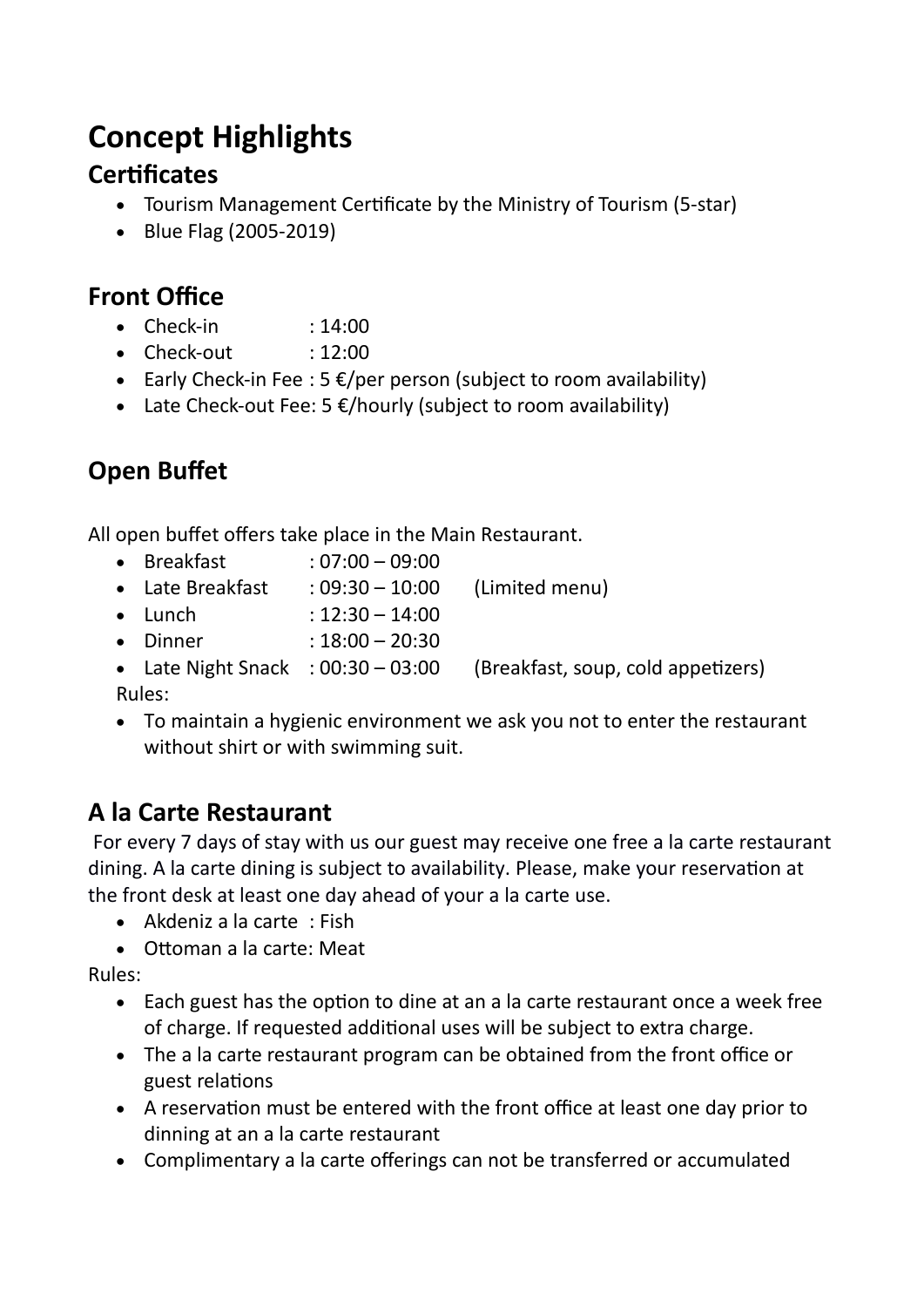# Concept Highlights

## Certificates

- Tourism Management Certificate by the Ministry of Tourism (5-star)
- Blue Flag (2005-2019)

## Front Office

- Check-in : 14:00
- Check-out : 12:00
- Early Check-in Fee : 5 €/per person (subject to room availability)
- Late Check-out Fee: 5 €/hourly (subject to room availability)

## Open Buffet

All open buffet offers take place in the Main Restaurant.

- Breakfast : 07:00 – 09:00
- Late Breakfast : 09:30 – 10:00 (Limited menu)
- Lunch : 12:30 – 14:00
- Dinner : 18:00 – 20:30
- Late Night Snack : 00:30 – 03:00 (Breakfast, soup, cold appetizers)

Rules:

- To maintain a hygienic environment we ask you not to enter the restaurant without shirt or with swimming suit.

## A la Carte Restaurant

For every 7 days of stay with us our guest may receive one free a la carte restaurant dining. A la carte dining is subject to availability. Please, make your reservation at the front desk at least one day ahead of your a la carte use.

- Akdeniz a la carte : Fish
- Ottoman a la carte: Meat

Rules:

- Each guest has the option to dine at an a la carte restaurant once a week free of charge. If requested additional uses will be subject to extra charge.
- The a la carte restaurant program can be obtained from the front office or guest relations
- A reservation must be entered with the front office at least one day prior to dinning at an a la carte restaurant
- Complimentary a la carte offerings can not be transferred or accumulated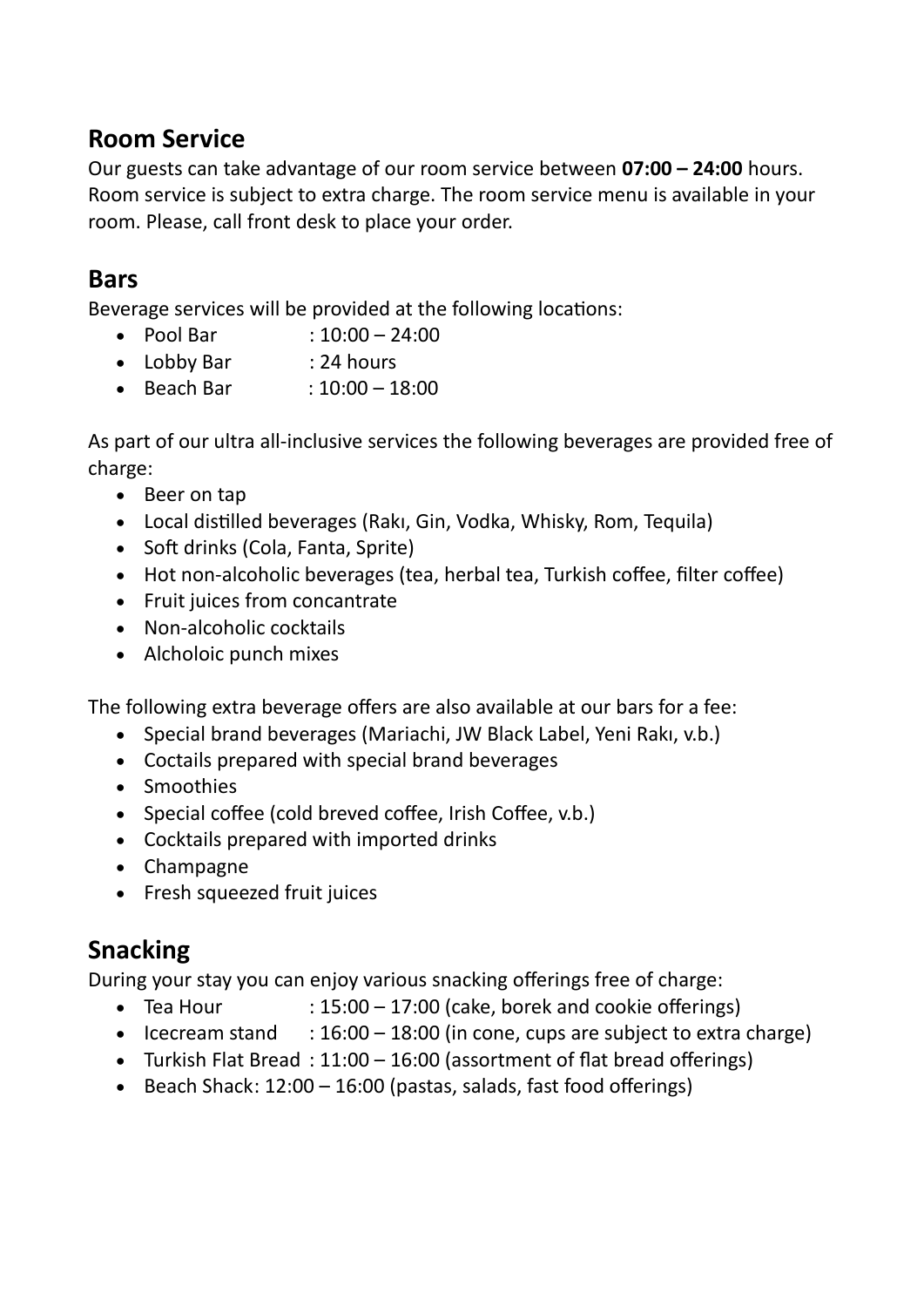## Room Service

Our guests can take advantage of our room service between **07:00 – 24:00** hours. Room service is subject to extra charge. The room service menu is available in your room. Please, call front desk to place your order.

## Bars

Beverage services will be provided at the following locations:

- Pool Bar : 10:00 – 24:00
- Lobby Bar : 24 hours
- Beach Bar : 10:00 – 18:00

As part of our ultra all-inclusive services the following beverages are provided free of charge:

- Beer on tap
- Local distilled beverages (Rakı, Gin, Vodka, Whisky, Rom, Tequila)
- Soft drinks (Cola, Fanta, Sprite)
- Hot non-alcoholic beverages (tea, herbal tea, Turkish coffee, filter coffee)
- Fruit juices from concantrate
- Non-alcoholic cocktails
- Alcholoic punch mixes

The following extra beverage offers are also available at our bars for a fee:

- Special brand beverages (Mariachi, JW Black Label, Yeni Rakı, v.b.)
- Coctails prepared with special brand beverages
- Smoothies
- Special coffee (cold breved coffee, Irish Coffee, v.b.)
- Cocktails prepared with imported drinks
- Champagne
- Fresh squeezed fruit juices

## Snacking

During your stay you can enjoy various snacking offerings free of charge:

- Tea Hour : 15:00 – 17:00 (cake, borek and cookie offerings)
- Icecream stand : 16:00 – 18:00 (in cone, cups are subject to extra charge)
- Turkish Flat Bread : 11:00 – 16:00 (assortment of flat bread offerings)
- Beach Shack: 12:00 – 16:00 (pastas, salads, fast food offerings)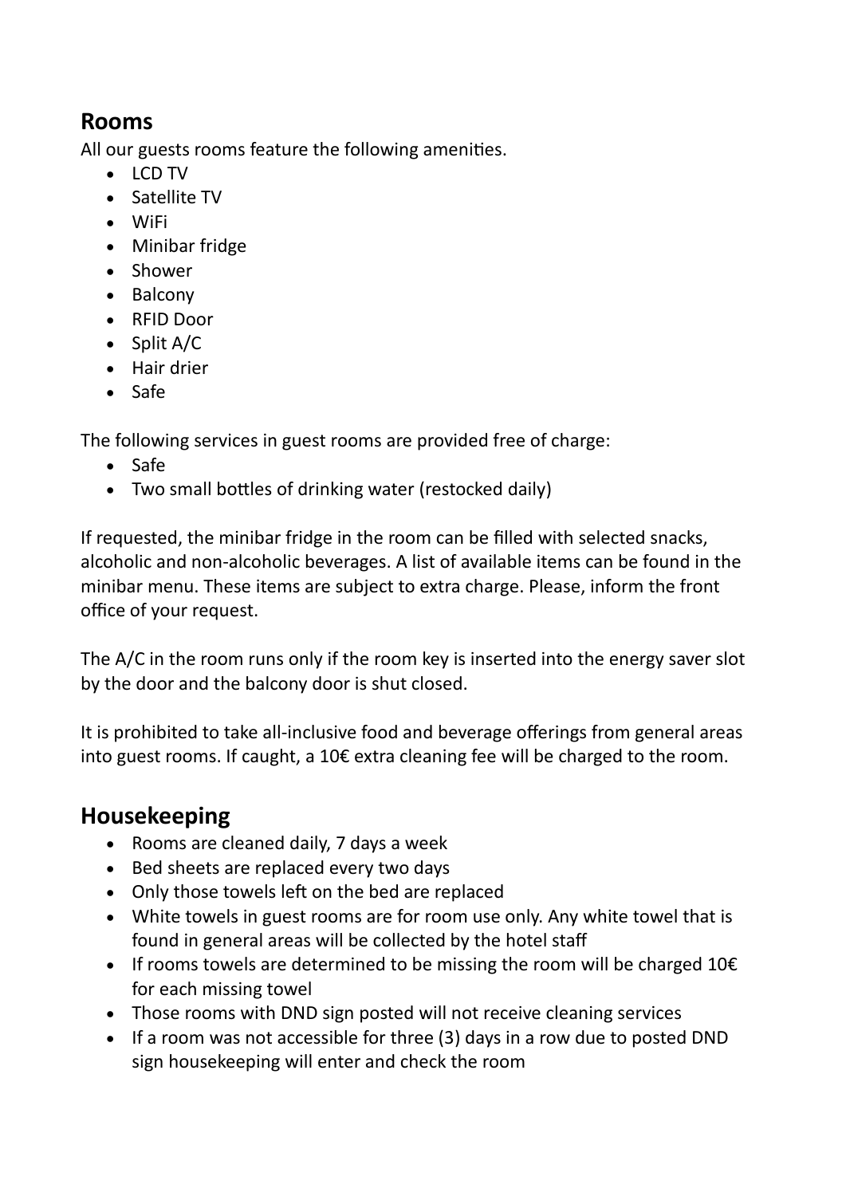## Rooms

All our guests rooms feature the following amenities.

- LCD TV
- Satellite TV
- WiFi
- Minibar fridge
- Shower
- Balcony
- RFID Door
- Split A/C
- Hair drier
- Safe

The following services in guest rooms are provided free of charge:

- Safe
- Two small bottles of drinking water (restocked daily)

If requested, the minibar fridge in the room can be filled with selected snacks, alcoholic and non-alcoholic beverages. A list of available items can be found in the minibar menu. These items are subject to extra charge. Please, inform the front office of your request.

The A/C in the room runs only if the room key is inserted into the energy saver slot by the door and the balcony door is shut closed.

It is prohibited to take all-inclusive food and beverage offerings from general areas into guest rooms. If caught, a 10€ extra cleaning fee will be charged to the room.

## Housekeeping

- Rooms are cleaned daily, 7 days a week
- Bed sheets are replaced every two days
- Only those towels left on the bed are replaced
- White towels in guest rooms are for room use only. Any white towel that is found in general areas will be collected by the hotel staff
- If rooms towels are determined to be missing the room will be charged 10€ for each missing towel
- Those rooms with DND sign posted will not receive cleaning services
- If a room was not accessible for three (3) days in a row due to posted DND sign housekeeping will enter and check the room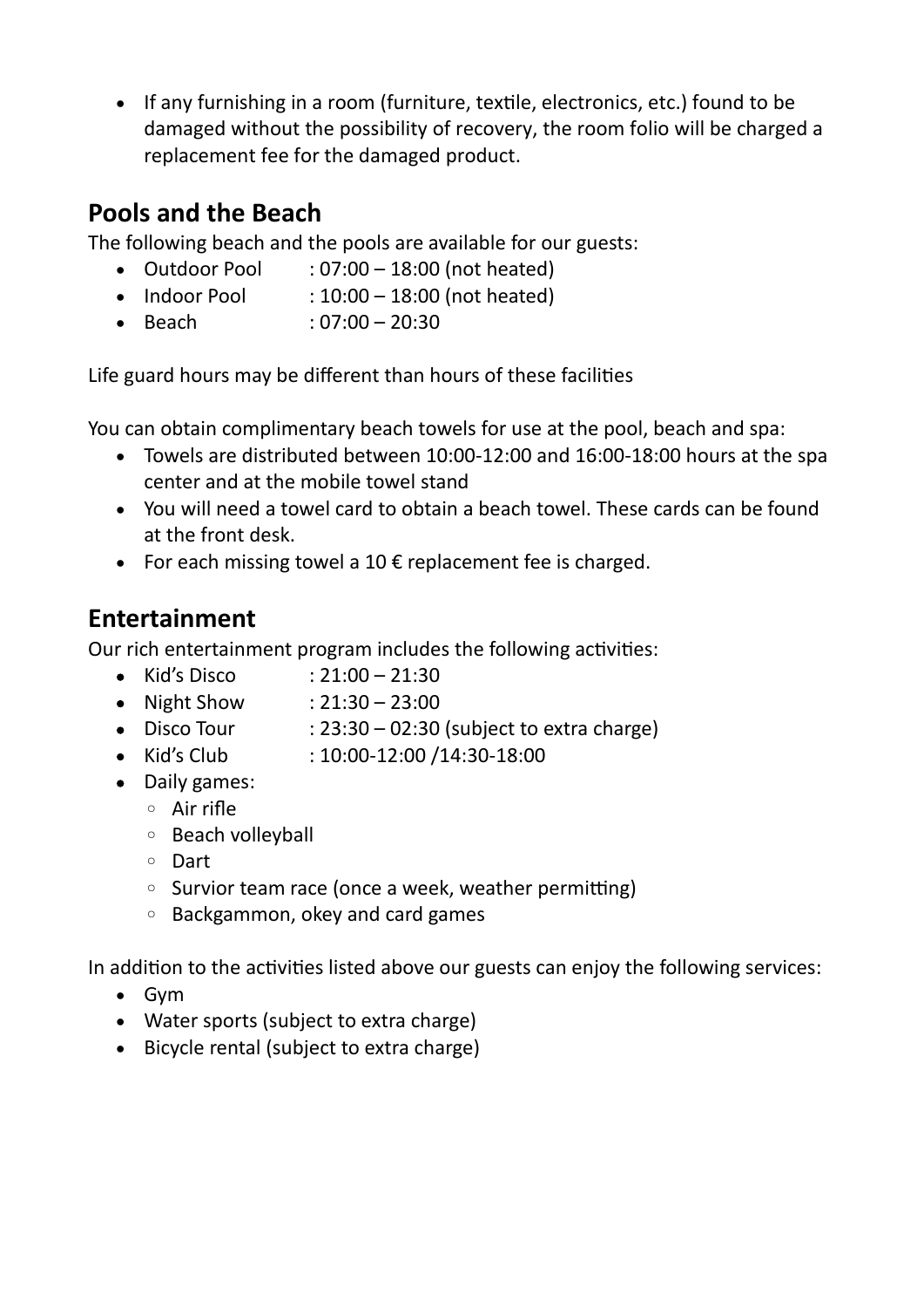- If any furnishing in a room (furniture, textile, electronics, etc.) found to be damaged without the possibility of recovery, the room folio will be charged a replacement fee for the damaged product.

## Pools and the Beach

The following beach and the pools are available for our guests:

- Outdoor Pool : 07:00 – 18:00 (not heated)
- Indoor Pool : 10:00 – 18:00 (not heated)
- Beach : 07:00 – 20:30

Life guard hours may be different than hours of these facilities

You can obtain complimentary beach towels for use at the pool, beach and spa:

- Towels are distributed between 10:00-12:00 and 16:00-18:00 hours at the spa center and at the mobile towel stand
- You will need a towel card to obtain a beach towel. These cards can be found at the front desk.
- For each missing towel a 10 € replacement fee is charged.

## Entertainment

Our rich entertainment program includes the following activities:

- Kid's Disco : 21:00 – 21:30
- Night Show : 21:30 – 23:00
- Disco Tour : 23:30 – 02:30 (subject to extra charge)
- Kid's Club : 10:00-12:00 /14:30-18:00
- Daily games:
  - Air rifle
  - Beach volleyball
  - Dart
  - Survior team race (once a week, weather permitting)
  - Backgammon, okey and card games

In addition to the activities listed above our guests can enjoy the following services:

- Gym
- Water sports (subject to extra charge)
- Bicycle rental (subject to extra charge)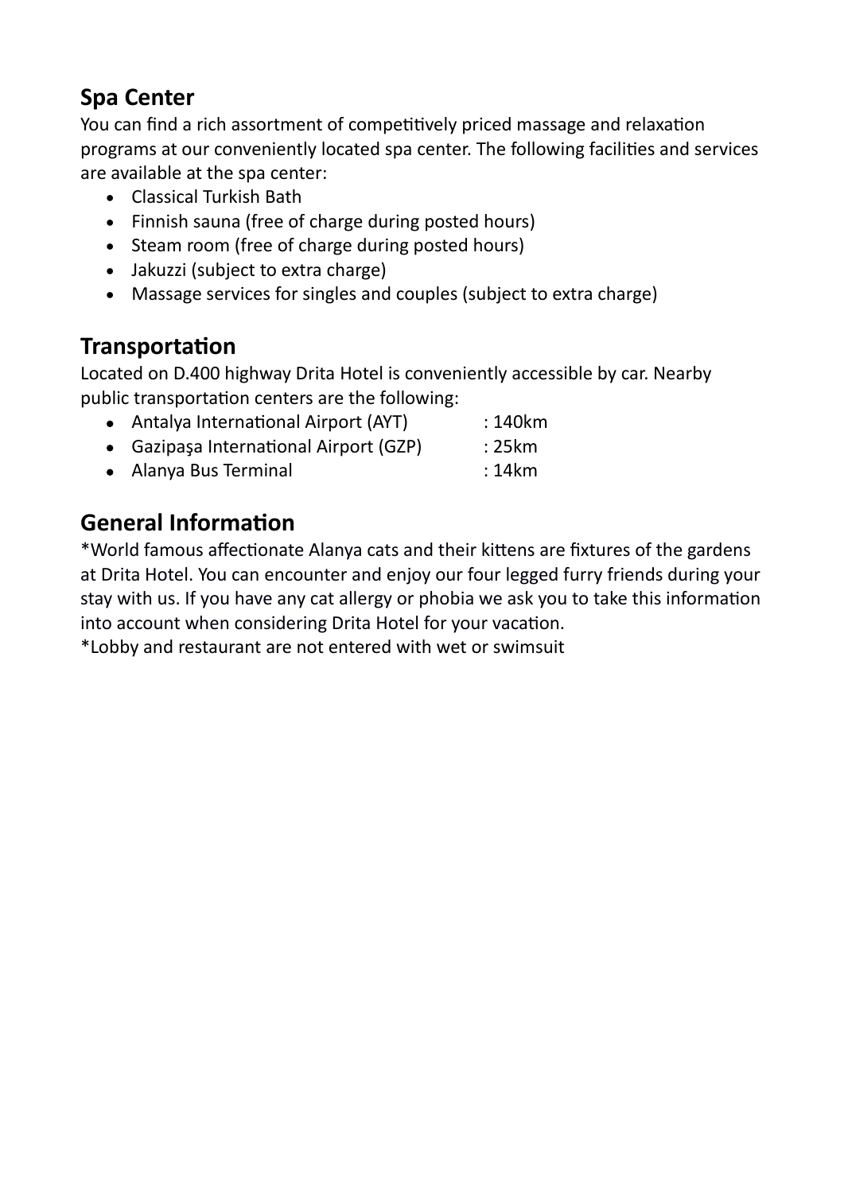## Spa Center

You can find a rich assortment of competitively priced massage and relaxation programs at our conveniently located spa center. The following facilities and services are available at the spa center:

- Classical Turkish Bath
- Finnish sauna (free of charge during posted hours)
- Steam room (free of charge during posted hours)
- Jakuzzi (subject to extra charge)
- Massage services for singles and couples (subject to extra charge)

## Transportation

Located on D.400 highway Drita Hotel is conveniently accessible by car. Nearby public transportation centers are the following:

- Antalya International Airport (AYT) : 140km
- Gazipaşa International Airport (GZP) : 25km
- Alanya Bus Terminal : 14km

## General Information

*World famous affectionate Alanya cats and their kittens are fixtures of the gardens at Drita Hotel. You can encounter and enjoy our four legged furry friends during your stay with us. If you have any cat allergy or phobia we ask you to take this information into account when considering Drita Hotel for your vacation.

*Lobby and restaurant are not entered with wet or swimsuit